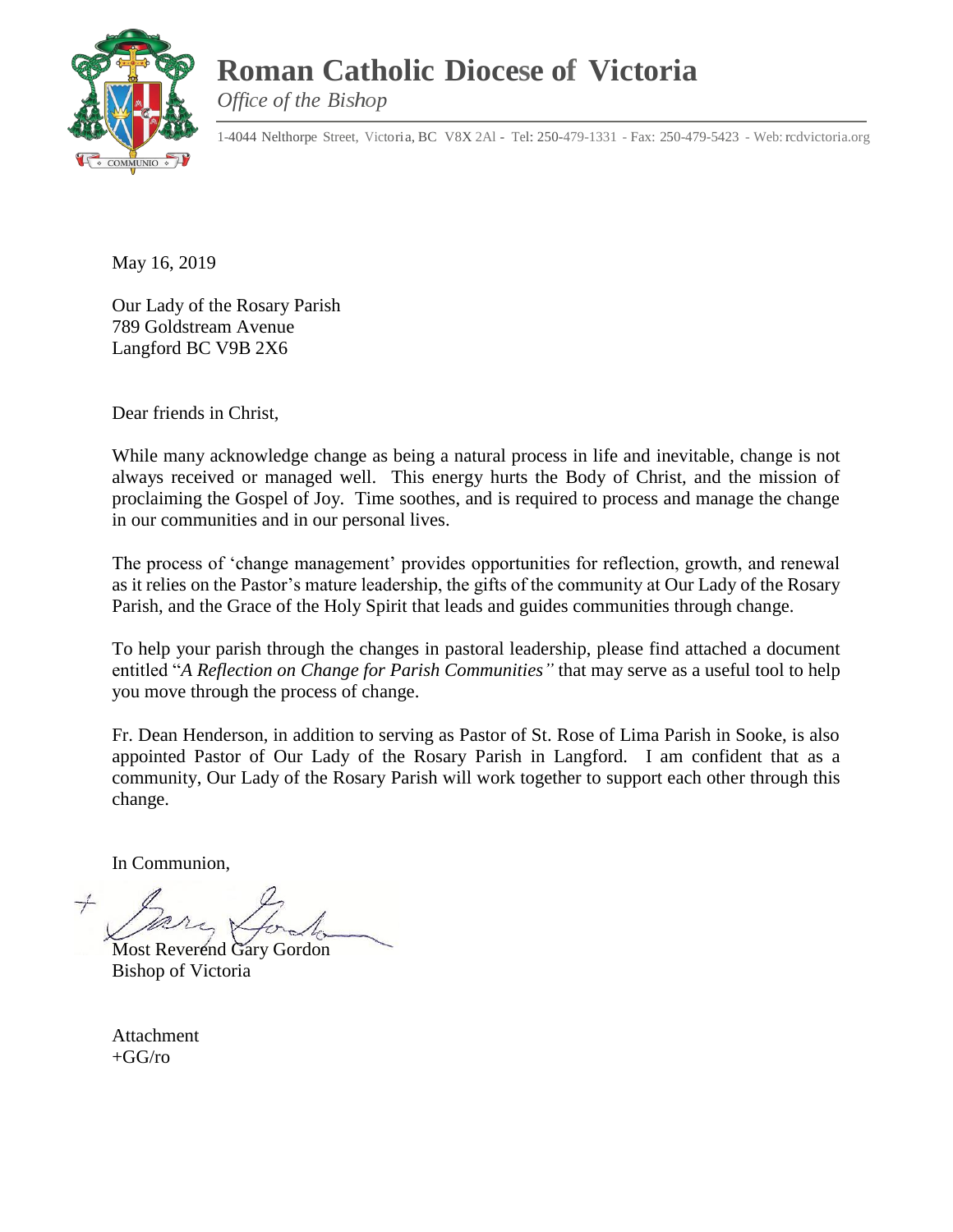# Roman Catholic Diocese of Victoria

*Office of the Bishop*

1-4044 Nelthorpe Street, Victoria, BC V8X 2Al - Tel: 250-479-1331 - Fax: 250-479-5423 - Web: rcdvictoria.org

May 16, 2019

Our Lady of the Rosary Parish
789 Goldstream Avenue
Langford BC V9B 2X6

Dear friends in Christ,

While many acknowledge change as being a natural process in life and inevitable, change is not always received or managed well. This energy hurts the Body of Christ, and the mission of proclaiming the Gospel of Joy. Time soothes, and is required to process and manage the change in our communities and in our personal lives.

The process of 'change management' provides opportunities for reflection, growth, and renewal as it relies on the Pastor's mature leadership, the gifts of the community at Our Lady of the Rosary Parish, and the Grace of the Holy Spirit that leads and guides communities through change.

To help your parish through the changes in pastoral leadership, please find attached a document entitled "*A Reflection on Change for Parish Communities"* that may serve as a useful tool to help you move through the process of change.

Fr. Dean Henderson, in addition to serving as Pastor of St. Rose of Lima Parish in Sooke, is also appointed Pastor of Our Lady of the Rosary Parish in Langford. I am confident that as a community, Our Lady of the Rosary Parish will work together to support each other through this change.

In Communion,

Most Reverend Gary Gordon
Bishop of Victoria

Attachment
+GG/ro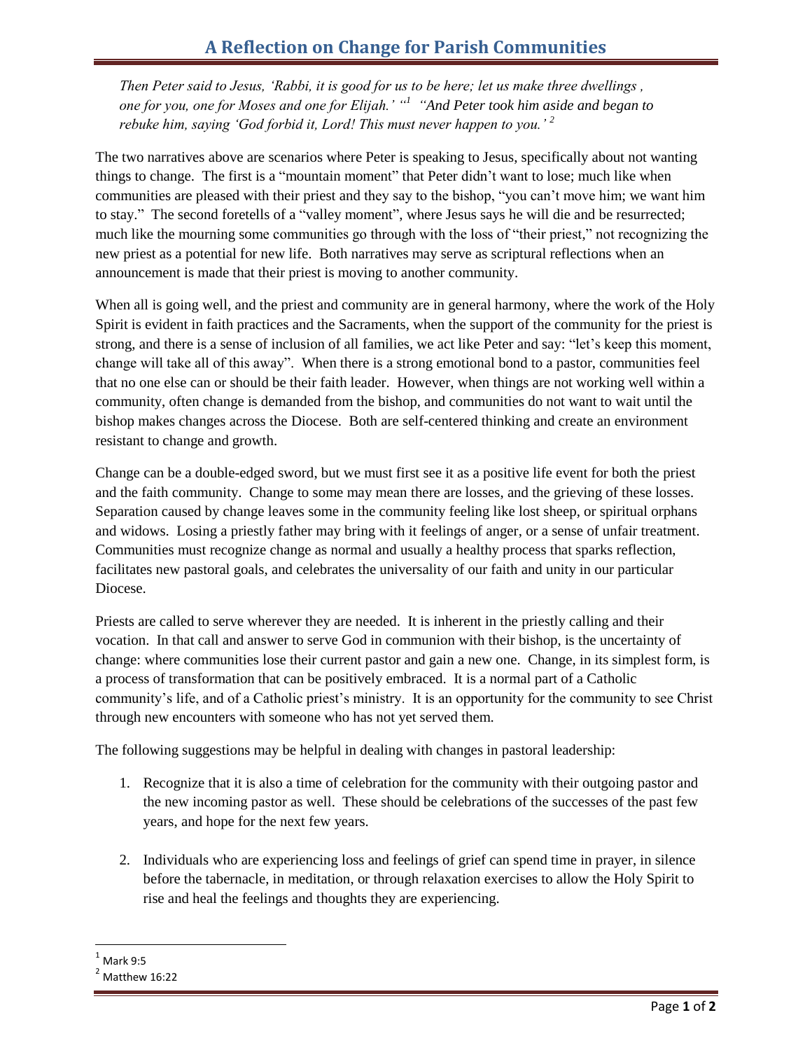## A Reflection on Change for Parish Communities

*Then Peter said to Jesus, 'Rabbi, it is good for us to be here; let us make three dwellings , one for you, one for Moses and one for Elijah.' "[1] "And Peter took him aside and began to rebuke him, saying 'God forbid it, Lord! This must never happen to you.'[2]*

The two narratives above are scenarios where Peter is speaking to Jesus, specifically about not wanting things to change. The first is a "mountain moment" that Peter didn't want to lose; much like when communities are pleased with their priest and they say to the bishop, "you can't move him; we want him to stay." The second foretells of a "valley moment", where Jesus says he will die and be resurrected; much like the mourning some communities go through with the loss of "their priest," not recognizing the new priest as a potential for new life. Both narratives may serve as scriptural reflections when an announcement is made that their priest is moving to another community.

When all is going well, and the priest and community are in general harmony, where the work of the Holy Spirit is evident in faith practices and the Sacraments, when the support of the community for the priest is strong, and there is a sense of inclusion of all families, we act like Peter and say: "let's keep this moment, change will take all of this away". When there is a strong emotional bond to a pastor, communities feel that no one else can or should be their faith leader. However, when things are not working well within a community, often change is demanded from the bishop, and communities do not want to wait until the bishop makes changes across the Diocese. Both are self-centered thinking and create an environment resistant to change and growth.

Change can be a double-edged sword, but we must first see it as a positive life event for both the priest and the faith community. Change to some may mean there are losses, and the grieving of these losses. Separation caused by change leaves some in the community feeling like lost sheep, or spiritual orphans and widows. Losing a priestly father may bring with it feelings of anger, or a sense of unfair treatment. Communities must recognize change as normal and usually a healthy process that sparks reflection, facilitates new pastoral goals, and celebrates the universality of our faith and unity in our particular Diocese.

Priests are called to serve wherever they are needed. It is inherent in the priestly calling and their vocation. In that call and answer to serve God in communion with their bishop, is the uncertainty of change: where communities lose their current pastor and gain a new one. Change, in its simplest form, is a process of transformation that can be positively embraced. It is a normal part of a Catholic community's life, and of a Catholic priest's ministry. It is an opportunity for the community to see Christ through new encounters with someone who has not yet served them.

The following suggestions may be helpful in dealing with changes in pastoral leadership:

1. Recognize that it is also a time of celebration for the community with their outgoing pastor and the new incoming pastor as well. These should be celebrations of the successes of the past few years, and hope for the next few years.

2. Individuals who are experiencing loss and feelings of grief can spend time in prayer, in silence before the tabernacle, in meditation, or through relaxation exercises to allow the Holy Spirit to rise and heal the feelings and thoughts they are experiencing.

---

[1] Mark 9:5

[2] Matthew 16:22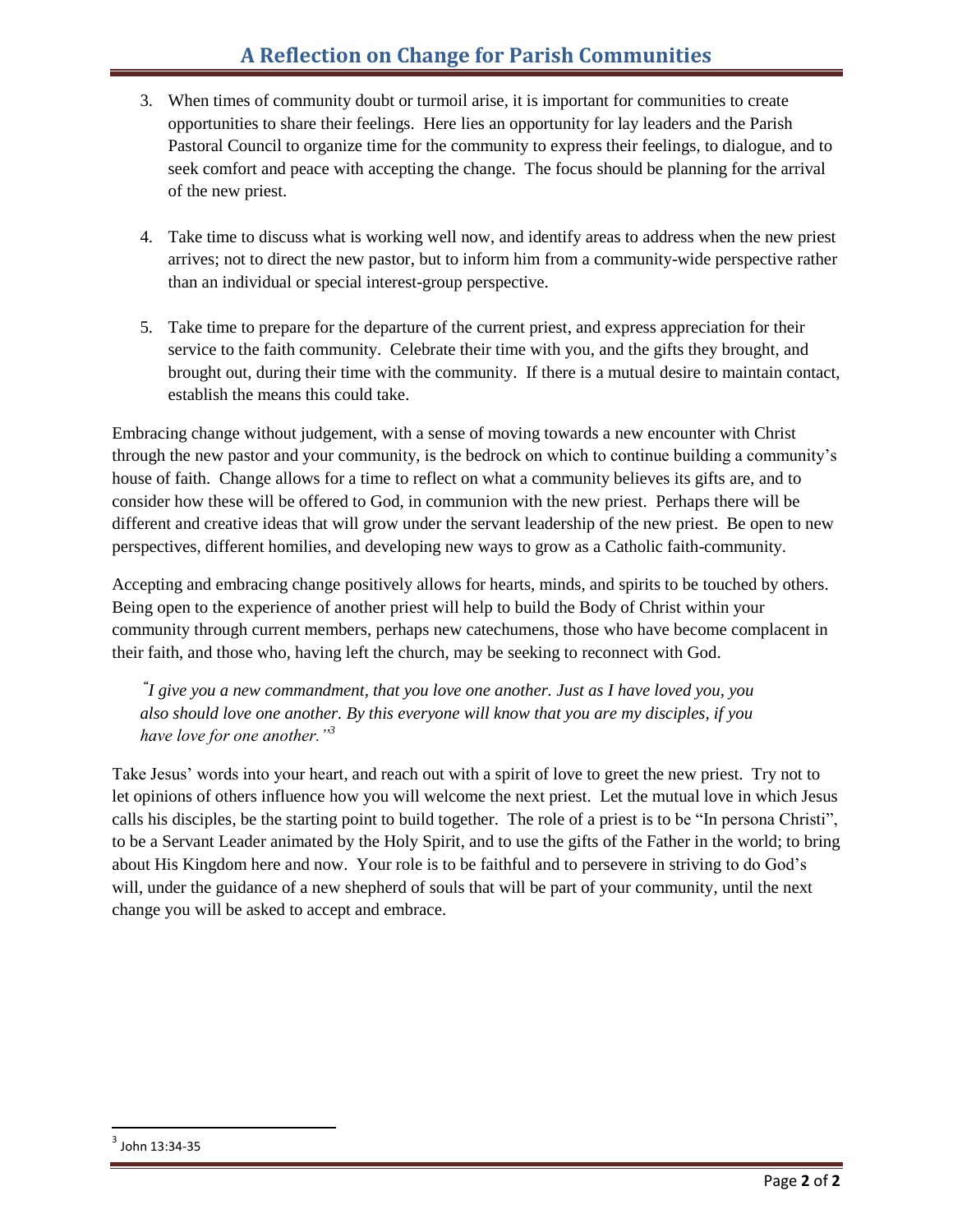3. When times of community doubt or turmoil arise, it is important for communities to create opportunities to share their feelings. Here lies an opportunity for lay leaders and the Parish Pastoral Council to organize time for the community to express their feelings, to dialogue, and to seek comfort and peace with accepting the change. The focus should be planning for the arrival of the new priest.

4. Take time to discuss what is working well now, and identify areas to address when the new priest arrives; not to direct the new pastor, but to inform him from a community-wide perspective rather than an individual or special interest-group perspective.

5. Take time to prepare for the departure of the current priest, and express appreciation for their service to the faith community. Celebrate their time with you, and the gifts they brought, and brought out, during their time with the community. If there is a mutual desire to maintain contact, establish the means this could take.

Embracing change without judgement, with a sense of moving towards a new encounter with Christ through the new pastor and your community, is the bedrock on which to continue building a community's house of faith. Change allows for a time to reflect on what a community believes its gifts are, and to consider how these will be offered to God, in communion with the new priest. Perhaps there will be different and creative ideas that will grow under the servant leadership of the new priest. Be open to new perspectives, different homilies, and developing new ways to grow as a Catholic faith-community.

Accepting and embracing change positively allows for hearts, minds, and spirits to be touched by others. Being open to the experience of another priest will help to build the Body of Christ within your community through current members, perhaps new catechumens, those who have become complacent in their faith, and those who, having left the church, may be seeking to reconnect with God.

> *"I give you a new commandment, that you love one another. Just as I have loved you, you also should love one another. By this everyone will know that you are my disciples, if you have love for one another."*[3]

Take Jesus' words into your heart, and reach out with a spirit of love to greet the new priest. Try not to let opinions of others influence how you will welcome the next priest. Let the mutual love in which Jesus calls his disciples, be the starting point to build together. The role of a priest is to be "In persona Christi", to be a Servant Leader animated by the Holy Spirit, and to use the gifts of the Father in the world; to bring about His Kingdom here and now. Your role is to be faithful and to persevere in striving to do God's will, under the guidance of a new shepherd of souls that will be part of your community, until the next change you will be asked to accept and embrace.

[3] John 13:34-35